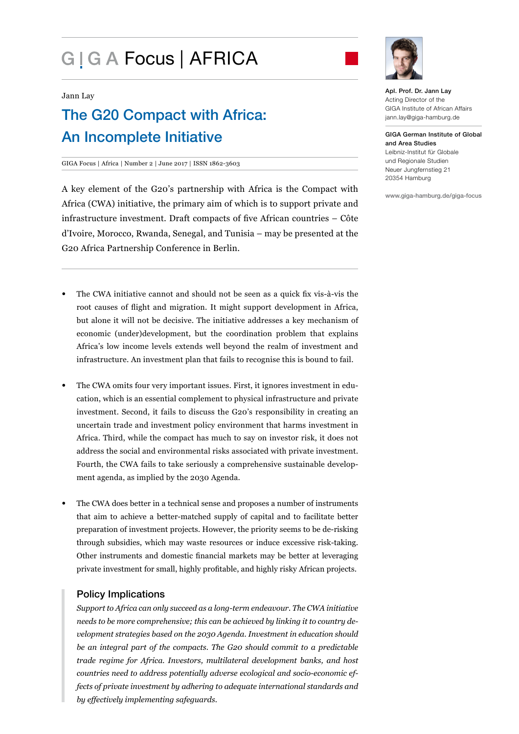# GIGA Focus | AFRICA

Jann Lay

## The G20 Compact with Africa: An Incomplete Initiative

GIGA Focus | Africa | Number 2 | June 2017 | ISSN 1862-3603

**Apl. Prof. Dr. Jann Lay**
Acting Director of the GIGA Institute of African Affairs
jann.lay@giga-hamburg.de

**GIGA German Institute of Global and Area Studies**
Leibniz-Institut für Globale und Regionale Studien
Neuer Jungfernstieg 21
20354 Hamburg

www.giga-hamburg.de/giga-focus

A key element of the G20's partnership with Africa is the Compact with Africa (CWA) initiative, the primary aim of which is to support private and infrastructure investment. Draft compacts of five African countries – Côte d'Ivoire, Morocco, Rwanda, Senegal, and Tunisia – may be presented at the G20 Africa Partnership Conference in Berlin.

- The CWA initiative cannot and should not be seen as a quick fix vis-à-vis the root causes of flight and migration. It might support development in Africa, but alone it will not be decisive. The initiative addresses a key mechanism of economic (under)development, but the coordination problem that explains Africa's low income levels extends well beyond the realm of investment and infrastructure. An investment plan that fails to recognise this is bound to fail.

- The CWA omits four very important issues. First, it ignores investment in education, which is an essential complement to physical infrastructure and private investment. Second, it fails to discuss the G20's responsibility in creating an uncertain trade and investment policy environment that harms investment in Africa. Third, while the compact has much to say on investor risk, it does not address the social and environmental risks associated with private investment. Fourth, the CWA fails to take seriously a comprehensive sustainable development agenda, as implied by the 2030 Agenda.

- The CWA does better in a technical sense and proposes a number of instruments that aim to achieve a better-matched supply of capital and to facilitate better preparation of investment projects. However, the priority seems to be de-risking through subsidies, which may waste resources or induce excessive risk-taking. Other instruments and domestic financial markets may be better at leveraging private investment for small, highly profitable, and highly risky African projects.

### Policy Implications

*Support to Africa can only succeed as a long-term endeavour. The CWA initiative needs to be more comprehensive; this can be achieved by linking it to country development strategies based on the 2030 Agenda. Investment in education should be an integral part of the compacts. The G20 should commit to a predictable trade regime for Africa. Investors, multilateral development banks, and host countries need to address potentially adverse ecological and socio-economic effects of private investment by adhering to adequate international standards and by effectively implementing safeguards.*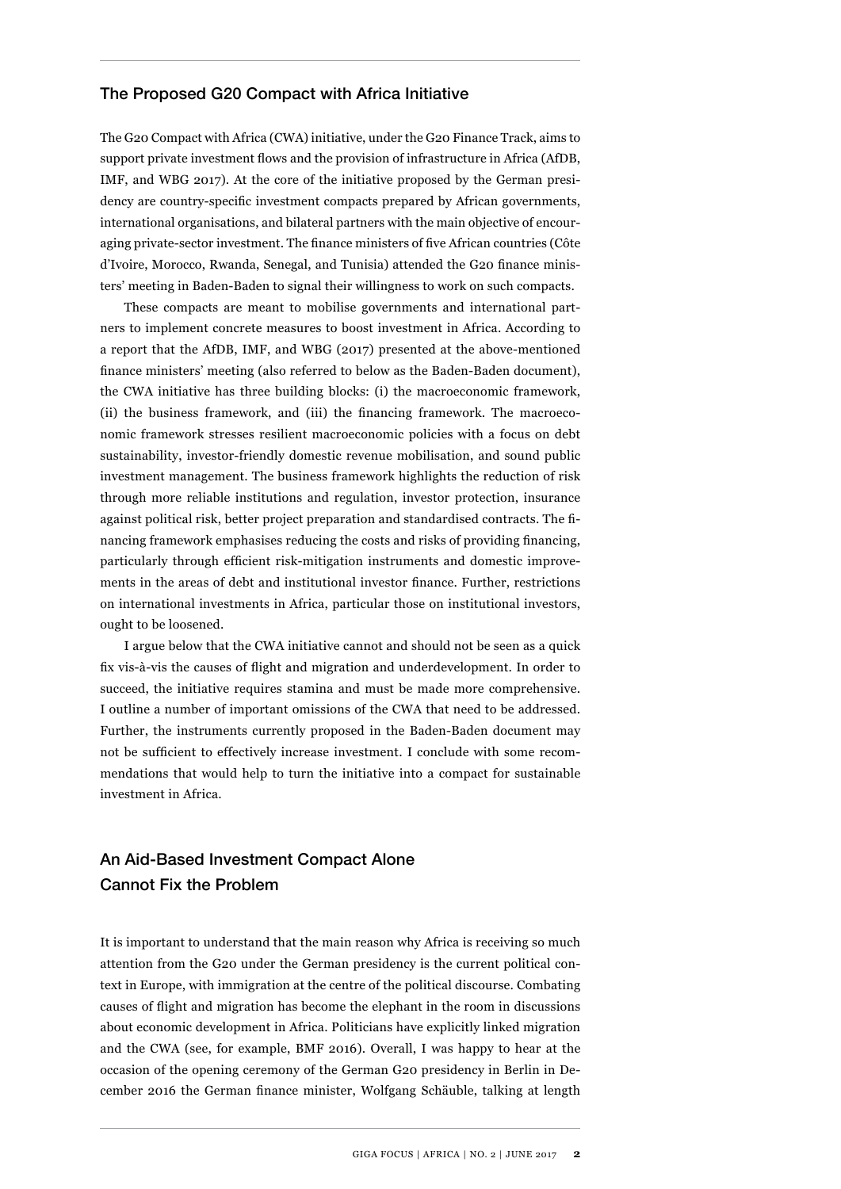## The Proposed G20 Compact with Africa Initiative

The G20 Compact with Africa (CWA) initiative, under the G20 Finance Track, aims to support private investment flows and the provision of infrastructure in Africa (AfDB, IMF, and WBG 2017). At the core of the initiative proposed by the German presidency are country-specific investment compacts prepared by African governments, international organisations, and bilateral partners with the main objective of encouraging private-sector investment. The finance ministers of five African countries (Côte d'Ivoire, Morocco, Rwanda, Senegal, and Tunisia) attended the G20 finance ministers' meeting in Baden-Baden to signal their willingness to work on such compacts.

These compacts are meant to mobilise governments and international partners to implement concrete measures to boost investment in Africa. According to a report that the AfDB, IMF, and WBG (2017) presented at the above-mentioned finance ministers' meeting (also referred to below as the Baden-Baden document), the CWA initiative has three building blocks: (i) the macroeconomic framework, (ii) the business framework, and (iii) the financing framework. The macroeconomic framework stresses resilient macroeconomic policies with a focus on debt sustainability, investor-friendly domestic revenue mobilisation, and sound public investment management. The business framework highlights the reduction of risk through more reliable institutions and regulation, investor protection, insurance against political risk, better project preparation and standardised contracts. The financing framework emphasises reducing the costs and risks of providing financing, particularly through efficient risk-mitigation instruments and domestic improvements in the areas of debt and institutional investor finance. Further, restrictions on international investments in Africa, particular those on institutional investors, ought to be loosened.

I argue below that the CWA initiative cannot and should not be seen as a quick fix vis-à-vis the causes of flight and migration and underdevelopment. In order to succeed, the initiative requires stamina and must be made more comprehensive. I outline a number of important omissions of the CWA that need to be addressed. Further, the instruments currently proposed in the Baden-Baden document may not be sufficient to effectively increase investment. I conclude with some recommendations that would help to turn the initiative into a compact for sustainable investment in Africa.

## An Aid-Based Investment Compact Alone Cannot Fix the Problem

It is important to understand that the main reason why Africa is receiving so much attention from the G20 under the German presidency is the current political context in Europe, with immigration at the centre of the political discourse. Combating causes of flight and migration has become the elephant in the room in discussions about economic development in Africa. Politicians have explicitly linked migration and the CWA (see, for example, BMF 2016). Overall, I was happy to hear at the occasion of the opening ceremony of the German G20 presidency in Berlin in December 2016 the German finance minister, Wolfgang Schäuble, talking at length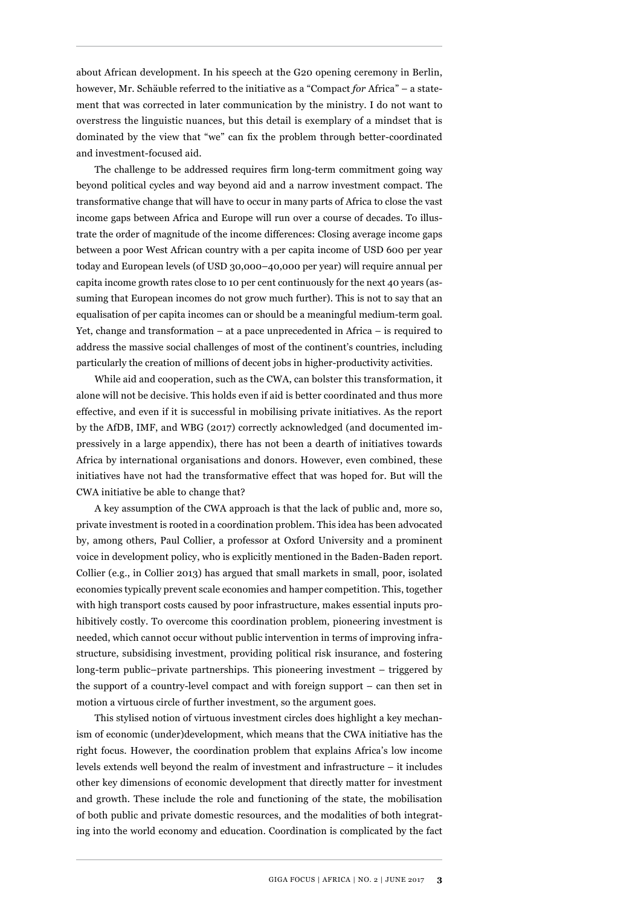about African development. In his speech at the G20 opening ceremony in Berlin, however, Mr. Schäuble referred to the initiative as a "Compact *for* Africa" – a statement that was corrected in later communication by the ministry. I do not want to overstress the linguistic nuances, but this detail is exemplary of a mindset that is dominated by the view that "we" can fix the problem through better-coordinated and investment-focused aid.

The challenge to be addressed requires firm long-term commitment going way beyond political cycles and way beyond aid and a narrow investment compact. The transformative change that will have to occur in many parts of Africa to close the vast income gaps between Africa and Europe will run over a course of decades. To illustrate the order of magnitude of the income differences: Closing average income gaps between a poor West African country with a per capita income of USD 600 per year today and European levels (of USD 30,000–40,000 per year) will require annual per capita income growth rates close to 10 per cent continuously for the next 40 years (assuming that European incomes do not grow much further). This is not to say that an equalisation of per capita incomes can or should be a meaningful medium-term goal. Yet, change and transformation – at a pace unprecedented in Africa – is required to address the massive social challenges of most of the continent's countries, including particularly the creation of millions of decent jobs in higher-productivity activities.

While aid and cooperation, such as the CWA, can bolster this transformation, it alone will not be decisive. This holds even if aid is better coordinated and thus more effective, and even if it is successful in mobilising private initiatives. As the report by the AfDB, IMF, and WBG (2017) correctly acknowledged (and documented impressively in a large appendix), there has not been a dearth of initiatives towards Africa by international organisations and donors. However, even combined, these initiatives have not had the transformative effect that was hoped for. But will the CWA initiative be able to change that?

A key assumption of the CWA approach is that the lack of public and, more so, private investment is rooted in a coordination problem. This idea has been advocated by, among others, Paul Collier, a professor at Oxford University and a prominent voice in development policy, who is explicitly mentioned in the Baden-Baden report. Collier (e.g., in Collier 2013) has argued that small markets in small, poor, isolated economies typically prevent scale economies and hamper competition. This, together with high transport costs caused by poor infrastructure, makes essential inputs prohibitively costly. To overcome this coordination problem, pioneering investment is needed, which cannot occur without public intervention in terms of improving infrastructure, subsidising investment, providing political risk insurance, and fostering long-term public–private partnerships. This pioneering investment – triggered by the support of a country-level compact and with foreign support – can then set in motion a virtuous circle of further investment, so the argument goes.

This stylised notion of virtuous investment circles does highlight a key mechanism of economic (under)development, which means that the CWA initiative has the right focus. However, the coordination problem that explains Africa's low income levels extends well beyond the realm of investment and infrastructure – it includes other key dimensions of economic development that directly matter for investment and growth. These include the role and functioning of the state, the mobilisation of both public and private domestic resources, and the modalities of both integrating into the world economy and education. Coordination is complicated by the fact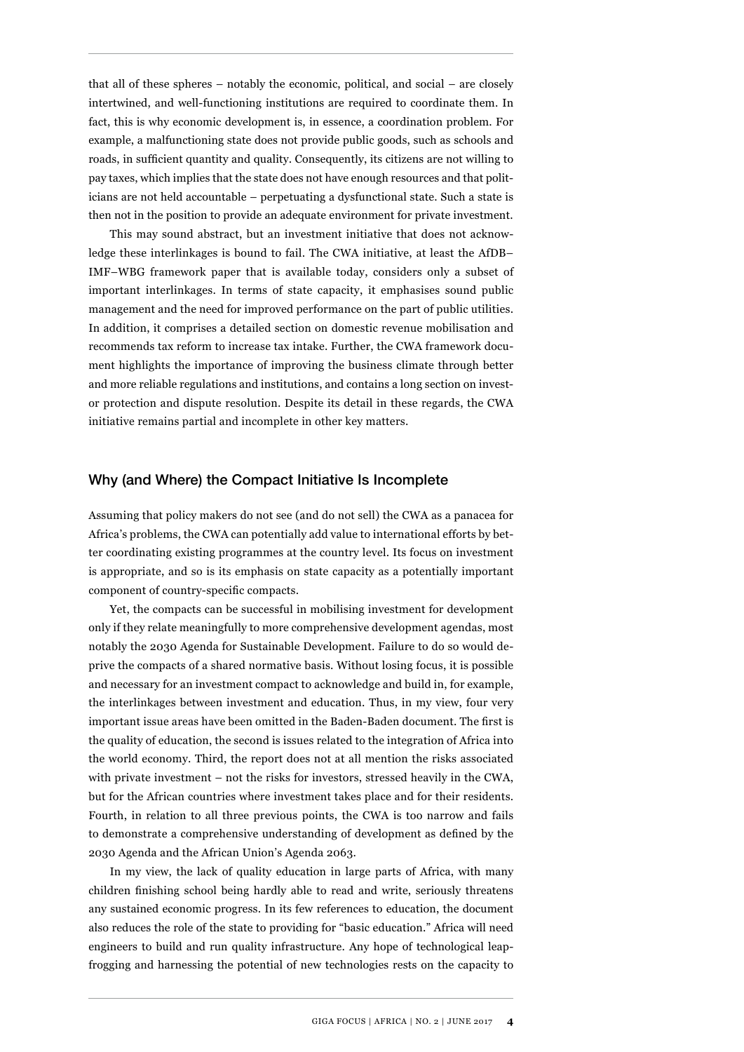that all of these spheres – notably the economic, political, and social – are closely intertwined, and well-functioning institutions are required to coordinate them. In fact, this is why economic development is, in essence, a coordination problem. For example, a malfunctioning state does not provide public goods, such as schools and roads, in sufficient quantity and quality. Consequently, its citizens are not willing to pay taxes, which implies that the state does not have enough resources and that politicians are not held accountable – perpetuating a dysfunctional state. Such a state is then not in the position to provide an adequate environment for private investment.

This may sound abstract, but an investment initiative that does not acknowledge these interlinkages is bound to fail. The CWA initiative, at least the AfDB–IMF–WBG framework paper that is available today, considers only a subset of important interlinkages. In terms of state capacity, it emphasises sound public management and the need for improved performance on the part of public utilities. In addition, it comprises a detailed section on domestic revenue mobilisation and recommends tax reform to increase tax intake. Further, the CWA framework document highlights the importance of improving the business climate through better and more reliable regulations and institutions, and contains a long section on investor protection and dispute resolution. Despite its detail in these regards, the CWA initiative remains partial and incomplete in other key matters.

## Why (and Where) the Compact Initiative Is Incomplete

Assuming that policy makers do not see (and do not sell) the CWA as a panacea for Africa's problems, the CWA can potentially add value to international efforts by better coordinating existing programmes at the country level. Its focus on investment is appropriate, and so is its emphasis on state capacity as a potentially important component of country-specific compacts.

Yet, the compacts can be successful in mobilising investment for development only if they relate meaningfully to more comprehensive development agendas, most notably the 2030 Agenda for Sustainable Development. Failure to do so would deprive the compacts of a shared normative basis. Without losing focus, it is possible and necessary for an investment compact to acknowledge and build in, for example, the interlinkages between investment and education. Thus, in my view, four very important issue areas have been omitted in the Baden-Baden document. The first is the quality of education, the second is issues related to the integration of Africa into the world economy. Third, the report does not at all mention the risks associated with private investment – not the risks for investors, stressed heavily in the CWA, but for the African countries where investment takes place and for their residents. Fourth, in relation to all three previous points, the CWA is too narrow and fails to demonstrate a comprehensive understanding of development as defined by the 2030 Agenda and the African Union's Agenda 2063.

In my view, the lack of quality education in large parts of Africa, with many children finishing school being hardly able to read and write, seriously threatens any sustained economic progress. In its few references to education, the document also reduces the role of the state to providing for "basic education." Africa will need engineers to build and run quality infrastructure. Any hope of technological leapfrogging and harnessing the potential of new technologies rests on the capacity to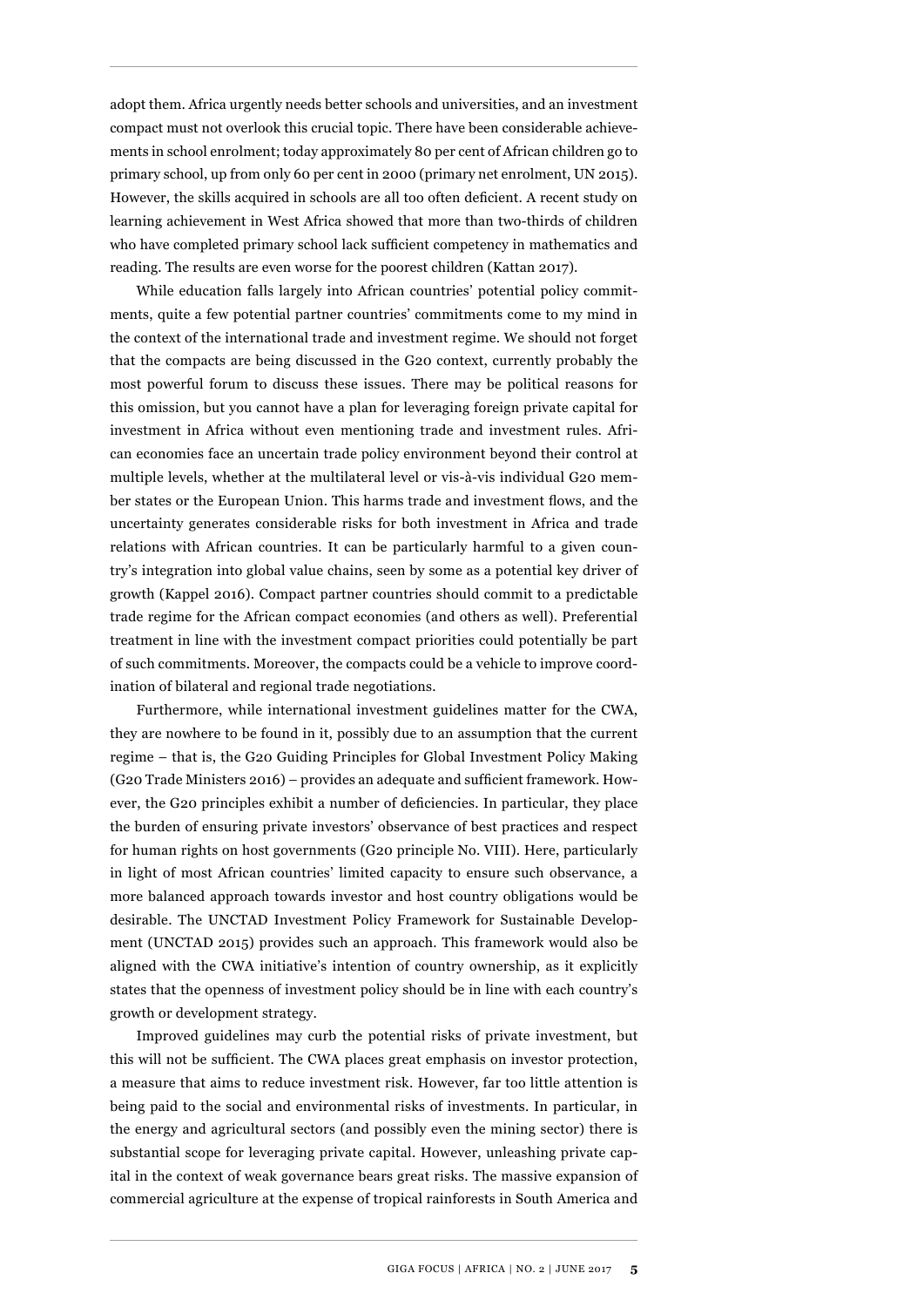adopt them. Africa urgently needs better schools and universities, and an investment compact must not overlook this crucial topic. There have been considerable achievements in school enrolment; today approximately 80 per cent of African children go to primary school, up from only 60 per cent in 2000 (primary net enrolment, UN 2015). However, the skills acquired in schools are all too often deficient. A recent study on learning achievement in West Africa showed that more than two-thirds of children who have completed primary school lack sufficient competency in mathematics and reading. The results are even worse for the poorest children (Kattan 2017).

While education falls largely into African countries' potential policy commitments, quite a few potential partner countries' commitments come to my mind in the context of the international trade and investment regime. We should not forget that the compacts are being discussed in the G20 context, currently probably the most powerful forum to discuss these issues. There may be political reasons for this omission, but you cannot have a plan for leveraging foreign private capital for investment in Africa without even mentioning trade and investment rules. African economies face an uncertain trade policy environment beyond their control at multiple levels, whether at the multilateral level or vis-à-vis individual G20 member states or the European Union. This harms trade and investment flows, and the uncertainty generates considerable risks for both investment in Africa and trade relations with African countries. It can be particularly harmful to a given country's integration into global value chains, seen by some as a potential key driver of growth (Kappel 2016). Compact partner countries should commit to a predictable trade regime for the African compact economies (and others as well). Preferential treatment in line with the investment compact priorities could potentially be part of such commitments. Moreover, the compacts could be a vehicle to improve coordination of bilateral and regional trade negotiations.

Furthermore, while international investment guidelines matter for the CWA, they are nowhere to be found in it, possibly due to an assumption that the current regime – that is, the G20 Guiding Principles for Global Investment Policy Making (G20 Trade Ministers 2016) – provides an adequate and sufficient framework. However, the G20 principles exhibit a number of deficiencies. In particular, they place the burden of ensuring private investors' observance of best practices and respect for human rights on host governments (G20 principle No. VIII). Here, particularly in light of most African countries' limited capacity to ensure such observance, a more balanced approach towards investor and host country obligations would be desirable. The UNCTAD Investment Policy Framework for Sustainable Development (UNCTAD 2015) provides such an approach. This framework would also be aligned with the CWA initiative's intention of country ownership, as it explicitly states that the openness of investment policy should be in line with each country's growth or development strategy.

Improved guidelines may curb the potential risks of private investment, but this will not be sufficient. The CWA places great emphasis on investor protection, a measure that aims to reduce investment risk. However, far too little attention is being paid to the social and environmental risks of investments. In particular, in the energy and agricultural sectors (and possibly even the mining sector) there is substantial scope for leveraging private capital. However, unleashing private capital in the context of weak governance bears great risks. The massive expansion of commercial agriculture at the expense of tropical rainforests in South America and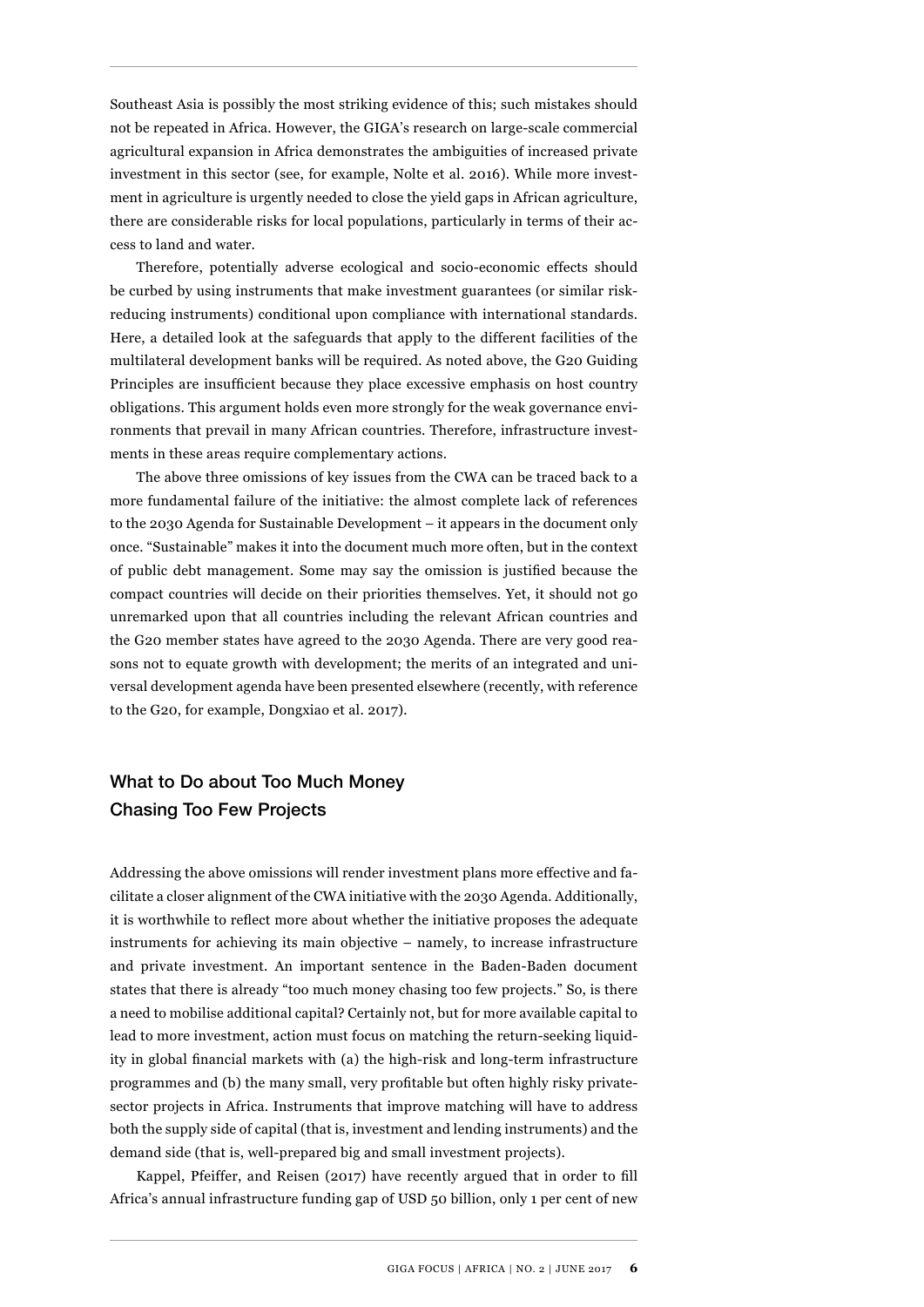Southeast Asia is possibly the most striking evidence of this; such mistakes should not be repeated in Africa. However, the GIGA's research on large-scale commercial agricultural expansion in Africa demonstrates the ambiguities of increased private investment in this sector (see, for example, Nolte et al. 2016). While more investment in agriculture is urgently needed to close the yield gaps in African agriculture, there are considerable risks for local populations, particularly in terms of their access to land and water.

Therefore, potentially adverse ecological and socio-economic effects should be curbed by using instruments that make investment guarantees (or similar risk-reducing instruments) conditional upon compliance with international standards. Here, a detailed look at the safeguards that apply to the different facilities of the multilateral development banks will be required. As noted above, the G20 Guiding Principles are insufficient because they place excessive emphasis on host country obligations. This argument holds even more strongly for the weak governance environments that prevail in many African countries. Therefore, infrastructure investments in these areas require complementary actions.

The above three omissions of key issues from the CWA can be traced back to a more fundamental failure of the initiative: the almost complete lack of references to the 2030 Agenda for Sustainable Development – it appears in the document only once. "Sustainable" makes it into the document much more often, but in the context of public debt management. Some may say the omission is justified because the compact countries will decide on their priorities themselves. Yet, it should not go unremarked upon that all countries including the relevant African countries and the G20 member states have agreed to the 2030 Agenda. There are very good reasons not to equate growth with development; the merits of an integrated and universal development agenda have been presented elsewhere (recently, with reference to the G20, for example, Dongxiao et al. 2017).

## What to Do about Too Much Money Chasing Too Few Projects

Addressing the above omissions will render investment plans more effective and facilitate a closer alignment of the CWA initiative with the 2030 Agenda. Additionally, it is worthwhile to reflect more about whether the initiative proposes the adequate instruments for achieving its main objective – namely, to increase infrastructure and private investment. An important sentence in the Baden-Baden document states that there is already "too much money chasing too few projects." So, is there a need to mobilise additional capital? Certainly not, but for more available capital to lead to more investment, action must focus on matching the return-seeking liquidity in global financial markets with (a) the high-risk and long-term infrastructure programmes and (b) the many small, very profitable but often highly risky private-sector projects in Africa. Instruments that improve matching will have to address both the supply side of capital (that is, investment and lending instruments) and the demand side (that is, well-prepared big and small investment projects).

Kappel, Pfeiffer, and Reisen (2017) have recently argued that in order to fill Africa's annual infrastructure funding gap of USD 50 billion, only 1 per cent of new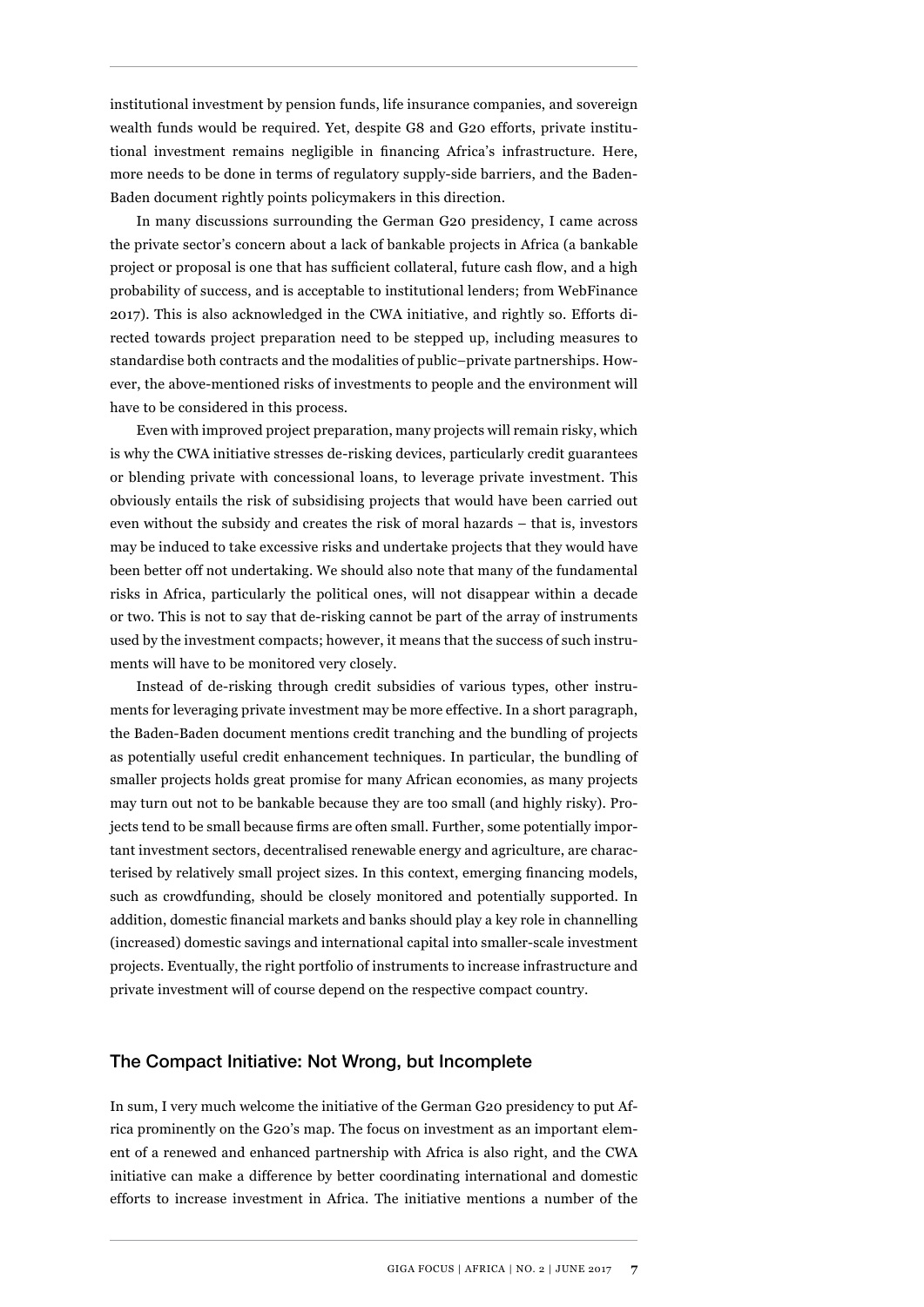institutional investment by pension funds, life insurance companies, and sovereign wealth funds would be required. Yet, despite G8 and G20 efforts, private institutional investment remains negligible in financing Africa's infrastructure. Here, more needs to be done in terms of regulatory supply-side barriers, and the Baden-Baden document rightly points policymakers in this direction.

In many discussions surrounding the German G20 presidency, I came across the private sector's concern about a lack of bankable projects in Africa (a bankable project or proposal is one that has sufficient collateral, future cash flow, and a high probability of success, and is acceptable to institutional lenders; from WebFinance 2017). This is also acknowledged in the CWA initiative, and rightly so. Efforts directed towards project preparation need to be stepped up, including measures to standardise both contracts and the modalities of public–private partnerships. However, the above-mentioned risks of investments to people and the environment will have to be considered in this process.

Even with improved project preparation, many projects will remain risky, which is why the CWA initiative stresses de-risking devices, particularly credit guarantees or blending private with concessional loans, to leverage private investment. This obviously entails the risk of subsidising projects that would have been carried out even without the subsidy and creates the risk of moral hazards – that is, investors may be induced to take excessive risks and undertake projects that they would have been better off not undertaking. We should also note that many of the fundamental risks in Africa, particularly the political ones, will not disappear within a decade or two. This is not to say that de-risking cannot be part of the array of instruments used by the investment compacts; however, it means that the success of such instruments will have to be monitored very closely.

Instead of de-risking through credit subsidies of various types, other instruments for leveraging private investment may be more effective. In a short paragraph, the Baden-Baden document mentions credit tranching and the bundling of projects as potentially useful credit enhancement techniques. In particular, the bundling of smaller projects holds great promise for many African economies, as many projects may turn out not to be bankable because they are too small (and highly risky). Projects tend to be small because firms are often small. Further, some potentially important investment sectors, decentralised renewable energy and agriculture, are characterised by relatively small project sizes. In this context, emerging financing models, such as crowdfunding, should be closely monitored and potentially supported. In addition, domestic financial markets and banks should play a key role in channelling (increased) domestic savings and international capital into smaller-scale investment projects. Eventually, the right portfolio of instruments to increase infrastructure and private investment will of course depend on the respective compact country.

## The Compact Initiative: Not Wrong, but Incomplete

In sum, I very much welcome the initiative of the German G20 presidency to put Africa prominently on the G20's map. The focus on investment as an important element of a renewed and enhanced partnership with Africa is also right, and the CWA initiative can make a difference by better coordinating international and domestic efforts to increase investment in Africa. The initiative mentions a number of the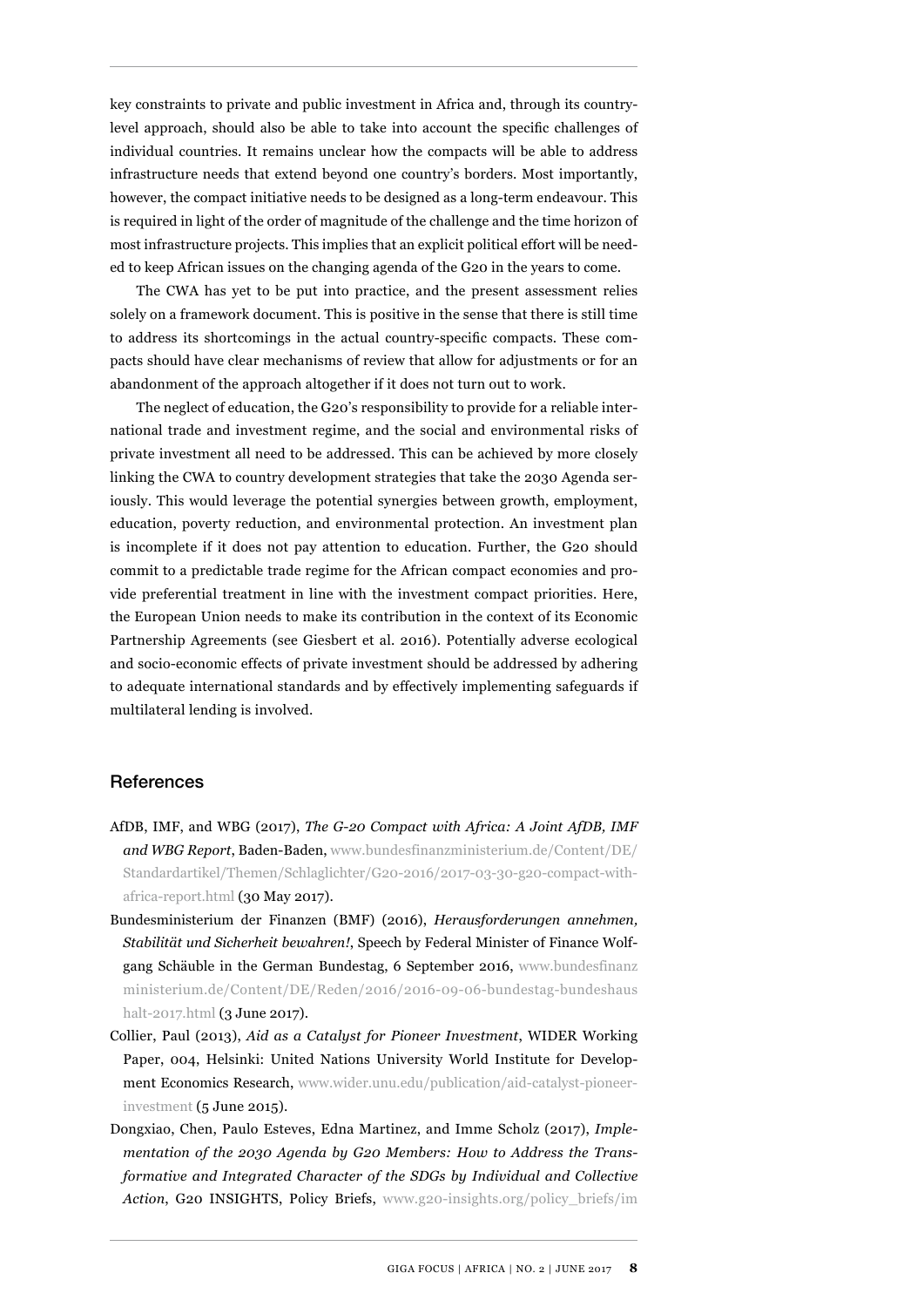key constraints to private and public investment in Africa and, through its country-level approach, should also be able to take into account the specific challenges of individual countries. It remains unclear how the compacts will be able to address infrastructure needs that extend beyond one country's borders. Most importantly, however, the compact initiative needs to be designed as a long-term endeavour. This is required in light of the order of magnitude of the challenge and the time horizon of most infrastructure projects. This implies that an explicit political effort will be needed to keep African issues on the changing agenda of the G20 in the years to come.

The CWA has yet to be put into practice, and the present assessment relies solely on a framework document. This is positive in the sense that there is still time to address its shortcomings in the actual country-specific compacts. These compacts should have clear mechanisms of review that allow for adjustments or for an abandonment of the approach altogether if it does not turn out to work.

The neglect of education, the G20's responsibility to provide for a reliable international trade and investment regime, and the social and environmental risks of private investment all need to be addressed. This can be achieved by more closely linking the CWA to country development strategies that take the 2030 Agenda seriously. This would leverage the potential synergies between growth, employment, education, poverty reduction, and environmental protection. An investment plan is incomplete if it does not pay attention to education. Further, the G20 should commit to a predictable trade regime for the African compact economies and provide preferential treatment in line with the investment compact priorities. Here, the European Union needs to make its contribution in the context of its Economic Partnership Agreements (see Giesbert et al. 2016). Potentially adverse ecological and socio-economic effects of private investment should be addressed by adhering to adequate international standards and by effectively implementing safeguards if multilateral lending is involved.

## References

AfDB, IMF, and WBG (2017), *The G-20 Compact with Africa: A Joint AfDB, IMF and WBG Report*, Baden-Baden, www.bundesfinanzministerium.de/Content/DE/Standardartikel/Themen/Schlaglichter/G20-2016/2017-03-30-g20-compact-with-africa-report.html (30 May 2017).

Bundesministerium der Finanzen (BMF) (2016), *Herausforderungen annehmen, Stabilität und Sicherheit bewahren!*, Speech by Federal Minister of Finance Wolfgang Schäuble in the German Bundestag, 6 September 2016, www.bundesfinanzministerium.de/Content/DE/Reden/2016/2016-09-06-bundestag-bundeshaushalt-2017.html (3 June 2017).

Collier, Paul (2013), *Aid as a Catalyst for Pioneer Investment*, WIDER Working Paper, 004, Helsinki: United Nations University World Institute for Development Economics Research, www.wider.unu.edu/publication/aid-catalyst-pioneer-investment (5 June 2015).

Dongxiao, Chen, Paulo Esteves, Edna Martinez, and Imme Scholz (2017), *Implementation of the 2030 Agenda by G20 Members: How to Address the Transformative and Integrated Character of the SDGs by Individual and Collective Action*, G20 INSIGHTS, Policy Briefs, www.g20-insights.org/policy_briefs/im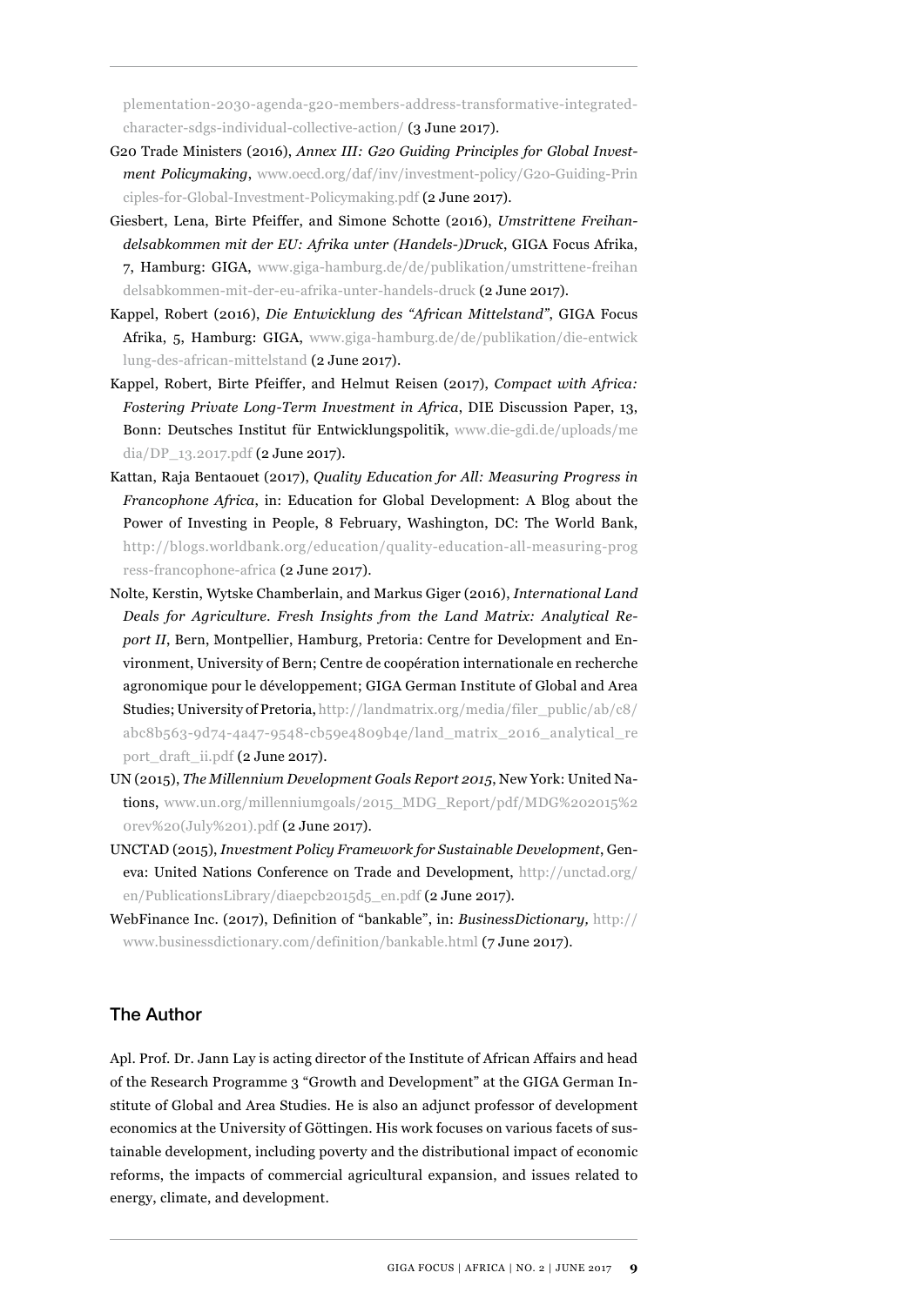plementation-2030-agenda-g20-members-address-transformative-integrated-character-sdgs-individual-collective-action/ (3 June 2017).

G20 Trade Ministers (2016), *Annex III: G20 Guiding Principles for Global Investment Policymaking*, www.oecd.org/daf/inv/investment-policy/G20-Guiding-Principles-for-Global-Investment-Policymaking.pdf (2 June 2017).

Giesbert, Lena, Birte Pfeiffer, and Simone Schotte (2016), *Umstrittene Freihandelsabkommen mit der EU: Afrika unter (Handels-)Druck*, GIGA Focus Afrika, 7, Hamburg: GIGA, www.giga-hamburg.de/de/publikation/umstrittene-freihandelsabkommen-mit-der-eu-afrika-unter-handels-druck (2 June 2017).

Kappel, Robert (2016), *Die Entwicklung des "African Mittelstand"*, GIGA Focus Afrika, 5, Hamburg: GIGA, www.giga-hamburg.de/de/publikation/die-entwicklung-des-african-mittelstand (2 June 2017).

Kappel, Robert, Birte Pfeiffer, and Helmut Reisen (2017), *Compact with Africa: Fostering Private Long-Term Investment in Africa*, DIE Discussion Paper, 13, Bonn: Deutsches Institut für Entwicklungspolitik, www.die-gdi.de/uploads/media/DP_13.2017.pdf (2 June 2017).

Kattan, Raja Bentaouet (2017), *Quality Education for All: Measuring Progress in Francophone Africa*, in: Education for Global Development: A Blog about the Power of Investing in People, 8 February, Washington, DC: The World Bank, http://blogs.worldbank.org/education/quality-education-all-measuring-progress-francophone-africa (2 June 2017).

Nolte, Kerstin, Wytske Chamberlain, and Markus Giger (2016), *International Land Deals for Agriculture. Fresh Insights from the Land Matrix: Analytical Report II*, Bern, Montpellier, Hamburg, Pretoria: Centre for Development and Environment, University of Bern; Centre de coopération internationale en recherche agronomique pour le développement; GIGA German Institute of Global and Area Studies; University of Pretoria, http://landmatrix.org/media/filer_public/ab/c8/abc8b563-9d74-4a47-9548-cb59e4809b4e/land_matrix_2016_analytical_report_draft_ii.pdf (2 June 2017).

UN (2015), *The Millennium Development Goals Report 2015*, New York: United Nations, www.un.org/millenniumgoals/2015_MDG_Report/pdf/MDG%202015%20rev%20(July%201).pdf (2 June 2017).

UNCTAD (2015), *Investment Policy Framework for Sustainable Development*, Geneva: United Nations Conference on Trade and Development, http://unctad.org/en/PublicationsLibrary/diaepcb2015d5_en.pdf (2 June 2017).

WebFinance Inc. (2017), Definition of "bankable", in: *BusinessDictionary,* http://www.businessdictionary.com/definition/bankable.html (7 June 2017).

## The Author

Apl. Prof. Dr. Jann Lay is acting director of the Institute of African Affairs and head of the Research Programme 3 "Growth and Development" at the GIGA German Institute of Global and Area Studies. He is also an adjunct professor of development economics at the University of Göttingen. His work focuses on various facets of sustainable development, including poverty and the distributional impact of economic reforms, the impacts of commercial agricultural expansion, and issues related to energy, climate, and development.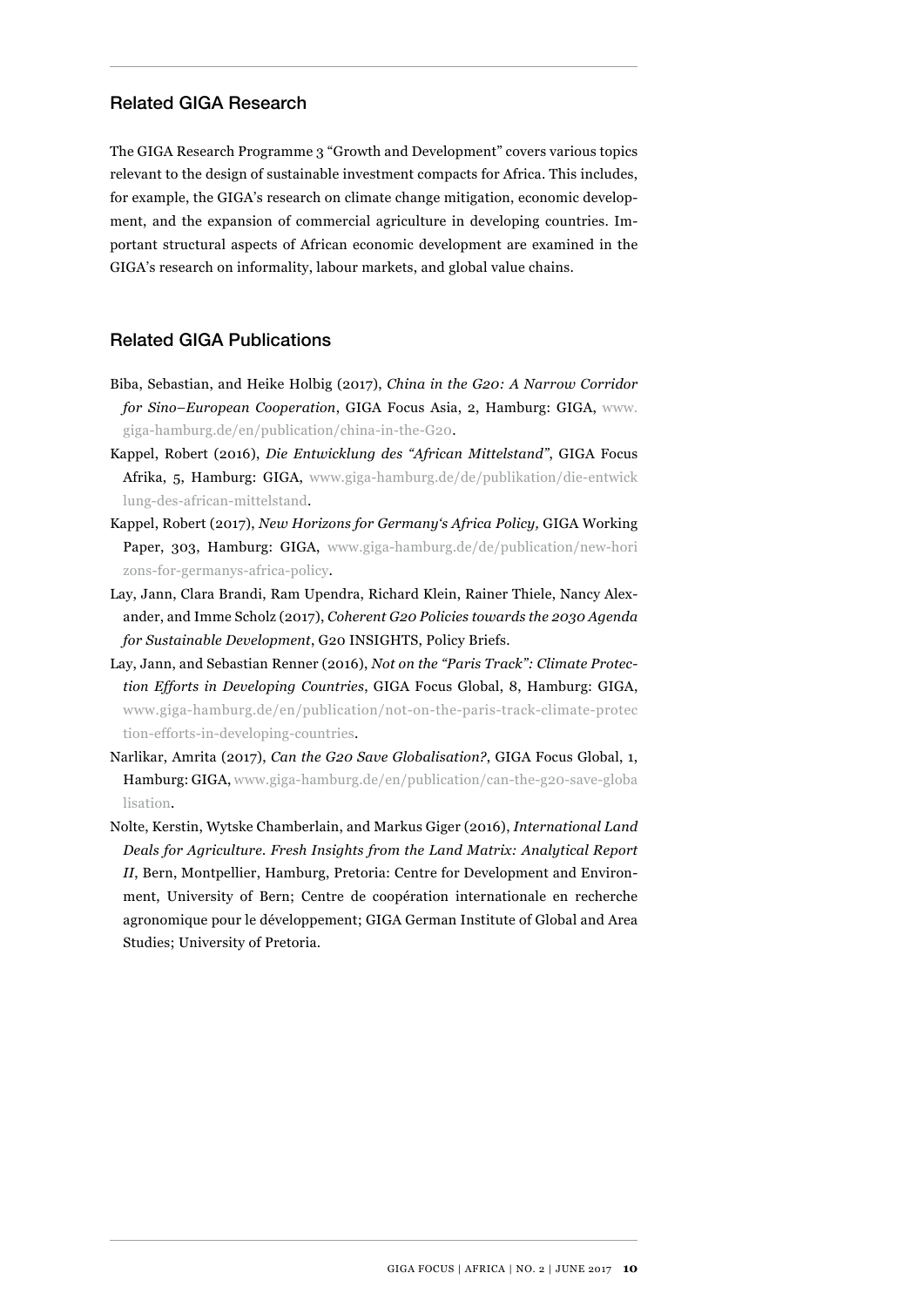## Related GIGA Research

The GIGA Research Programme 3 "Growth and Development" covers various topics relevant to the design of sustainable investment compacts for Africa. This includes, for example, the GIGA's research on climate change mitigation, economic development, and the expansion of commercial agriculture in developing countries. Important structural aspects of African economic development are examined in the GIGA's research on informality, labour markets, and global value chains.

## Related GIGA Publications

Biba, Sebastian, and Heike Holbig (2017), *China in the G20: A Narrow Corridor for Sino–European Cooperation*, GIGA Focus Asia, 2, Hamburg: GIGA, www.giga-hamburg.de/en/publication/china-in-the-G20.

Kappel, Robert (2016), *Die Entwicklung des "African Mittelstand"*, GIGA Focus Afrika, 5, Hamburg: GIGA, www.giga-hamburg.de/de/publikation/die-entwicklung-des-african-mittelstand.

Kappel, Robert (2017), *New Horizons for Germany's Africa Policy,* GIGA Working Paper, 303, Hamburg: GIGA, www.giga-hamburg.de/de/publication/new-horizons-for-germanys-africa-policy.

Lay, Jann, Clara Brandi, Ram Upendra, Richard Klein, Rainer Thiele, Nancy Alexander, and Imme Scholz (2017), *Coherent G20 Policies towards the 2030 Agenda for Sustainable Development*, G20 INSIGHTS, Policy Briefs.

Lay, Jann, and Sebastian Renner (2016), *Not on the "Paris Track": Climate Protection Efforts in Developing Countries*, GIGA Focus Global, 8, Hamburg: GIGA, www.giga-hamburg.de/en/publication/not-on-the-paris-track-climate-protection-efforts-in-developing-countries.

Narlikar, Amrita (2017), *Can the G20 Save Globalisation?*, GIGA Focus Global, 1, Hamburg: GIGA, www.giga-hamburg.de/en/publication/can-the-g20-save-globalisation.

Nolte, Kerstin, Wytske Chamberlain, and Markus Giger (2016), *International Land Deals for Agriculture. Fresh Insights from the Land Matrix: Analytical Report II*, Bern, Montpellier, Hamburg, Pretoria: Centre for Development and Environment, University of Bern; Centre de coopération internationale en recherche agronomique pour le développement; GIGA German Institute of Global and Area Studies; University of Pretoria.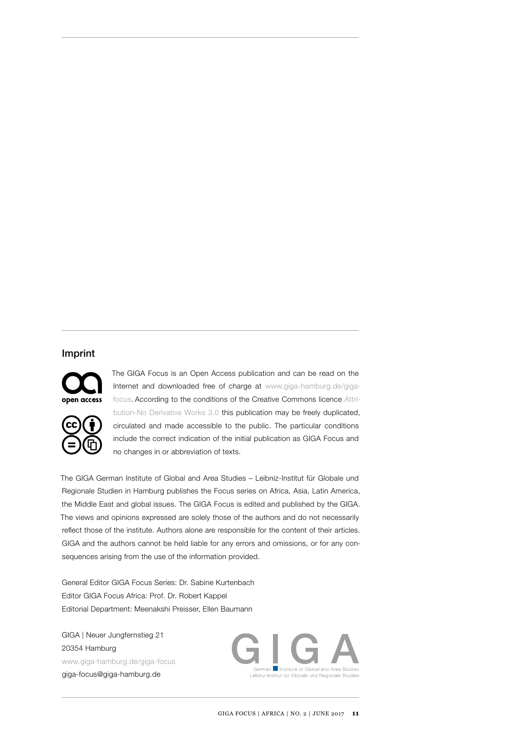## Imprint

The GIGA Focus is an Open Access publication and can be read on the Internet and downloaded free of charge at www.giga-hamburg.de/giga-focus. According to the conditions of the Creative Commons licence Attribution-No Derivative Works 3.0 this publication may be freely duplicated, circulated and made accessible to the public. The particular conditions include the correct indication of the initial publication as GIGA Focus and no changes in or abbreviation of texts.

The GIGA German Institute of Global and Area Studies – Leibniz-Institut für Globale und Regionale Studien in Hamburg publishes the Focus series on Africa, Asia, Latin America, the Middle East and global issues. The GIGA Focus is edited and published by the GIGA. The views and opinions expressed are solely those of the authors and do not necessarily reflect those of the institute. Authors alone are responsible for the content of their articles. GIGA and the authors cannot be held liable for any errors and omissions, or for any consequences arising from the use of the information provided.

General Editor GIGA Focus Series: Dr. Sabine Kurtenbach
Editor GIGA Focus Africa: Prof. Dr. Robert Kappel
Editorial Department: Meenakshi Preisser, Ellen Baumann

GIGA | Neuer Jungfernstieg 21
20354 Hamburg
www.giga-hamburg.de/giga-focus
giga-focus@giga-hamburg.de

GIGA
German Institute of Global and Area Studies
Leibniz-Institut für Globale und Regionale Studien